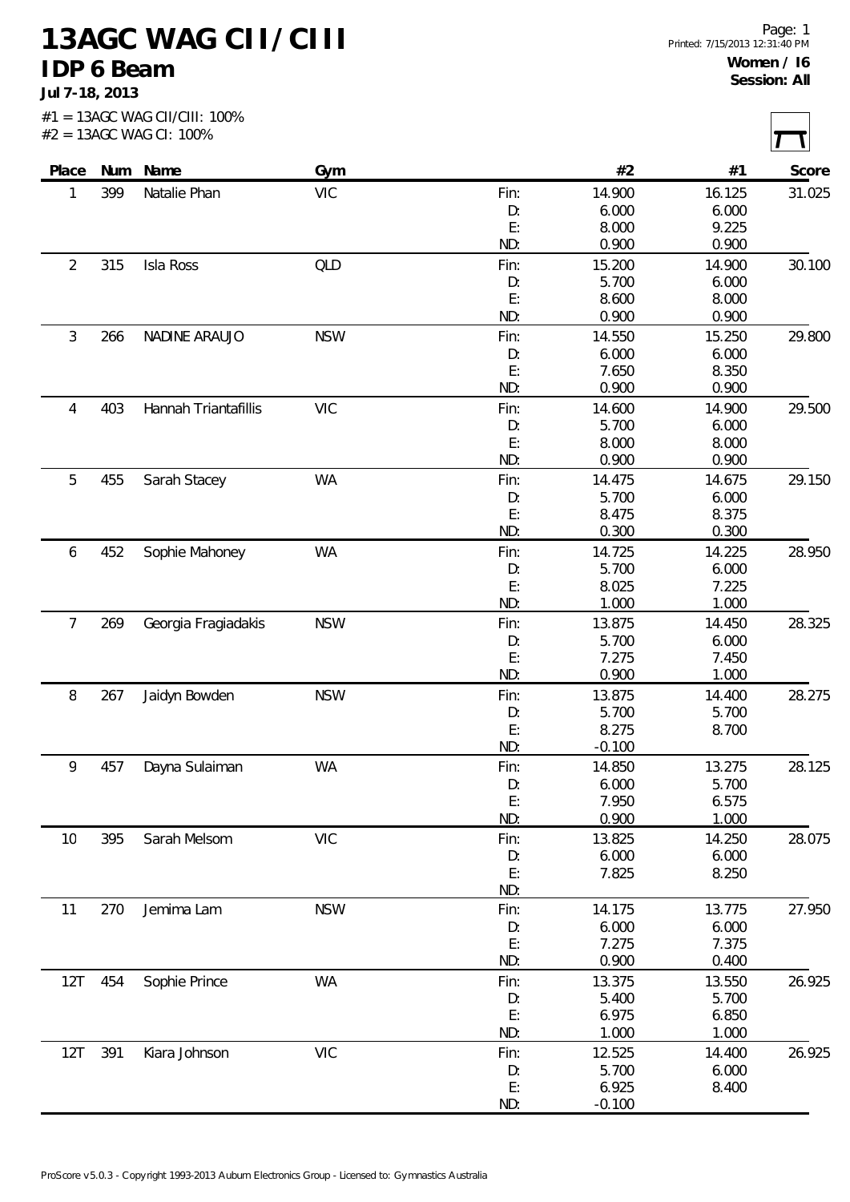# 13AGC WAG CII/CIII

## IDP 6 Beam

**Jul 7-18, 2013**

**Women / I6**
**Session: All**

#1 = 13AGC WAG CII/CIII: 100%
#2 = 13AGC WAG CI: 100%

| Place | Num | Name | Gym | | #2 | #1 | Score |
|---|---|---|---|---|---|---|---|
| 1 | 399 | Natalie Phan | VIC | Fin: | 14.900 | 16.125 | 31.025 |
| | | | | D: | 6.000 | 6.000 | |
| | | | | E: | 8.000 | 9.225 | |
| | | | | ND: | 0.900 | 0.900 | |
| 2 | 315 | Isla Ross | QLD | Fin: | 15.200 | 14.900 | 30.100 |
| | | | | D: | 5.700 | 6.000 | |
| | | | | E: | 8.600 | 8.000 | |
| | | | | ND: | 0.900 | 0.900 | |
| 3 | 266 | NADINE ARAUJO | NSW | Fin: | 14.550 | 15.250 | 29.800 |
| | | | | D: | 6.000 | 6.000 | |
| | | | | E: | 7.650 | 8.350 | |
| | | | | ND: | 0.900 | 0.900 | |
| 4 | 403 | Hannah Triantafillis | VIC | Fin: | 14.600 | 14.900 | 29.500 |
| | | | | D: | 5.700 | 6.000 | |
| | | | | E: | 8.000 | 8.000 | |
| | | | | ND: | 0.900 | 0.900 | |
| 5 | 455 | Sarah Stacey | WA | Fin: | 14.475 | 14.675 | 29.150 |
| | | | | D: | 5.700 | 6.000 | |
| | | | | E: | 8.475 | 8.375 | |
| | | | | ND: | 0.300 | 0.300 | |
| 6 | 452 | Sophie Mahoney | WA | Fin: | 14.725 | 14.225 | 28.950 |
| | | | | D: | 5.700 | 6.000 | |
| | | | | E: | 8.025 | 7.225 | |
| | | | | ND: | 1.000 | 1.000 | |
| 7 | 269 | Georgia Fragiadakis | NSW | Fin: | 13.875 | 14.450 | 28.325 |
| | | | | D: | 5.700 | 6.000 | |
| | | | | E: | 7.275 | 7.450 | |
| | | | | ND: | 0.900 | 1.000 | |
| 8 | 267 | Jaidyn Bowden | NSW | Fin: | 13.875 | 14.400 | 28.275 |
| | | | | D: | 5.700 | 5.700 | |
| | | | | E: | 8.275 | 8.700 | |
| | | | | ND: | -0.100 | | |
| 9 | 457 | Dayna Sulaiman | WA | Fin: | 14.850 | 13.275 | 28.125 |
| | | | | D: | 6.000 | 5.700 | |
| | | | | E: | 7.950 | 6.575 | |
| | | | | ND: | 0.900 | 1.000 | |
| 10 | 395 | Sarah Melsom | VIC | Fin: | 13.825 | 14.250 | 28.075 |
| | | | | D: | 6.000 | 6.000 | |
| | | | | E: | 7.825 | 8.250 | |
| | | | | ND: | | | |
| 11 | 270 | Jemima Lam | NSW | Fin: | 14.175 | 13.775 | 27.950 |
| | | | | D: | 6.000 | 6.000 | |
| | | | | E: | 7.275 | 7.375 | |
| | | | | ND: | 0.900 | 0.400 | |
| 12T | 454 | Sophie Prince | WA | Fin: | 13.375 | 13.550 | 26.925 |
| | | | | D: | 5.400 | 5.700 | |
| | | | | E: | 6.975 | 6.850 | |
| | | | | ND: | 1.000 | 1.000 | |
| 12T | 391 | Kiara Johnson | VIC | Fin: | 12.525 | 14.400 | 26.925 |
| | | | | D: | 5.700 | 6.000 | |
| | | | | E: | 6.925 | 8.400 | |
| | | | | ND: | -0.100 | | |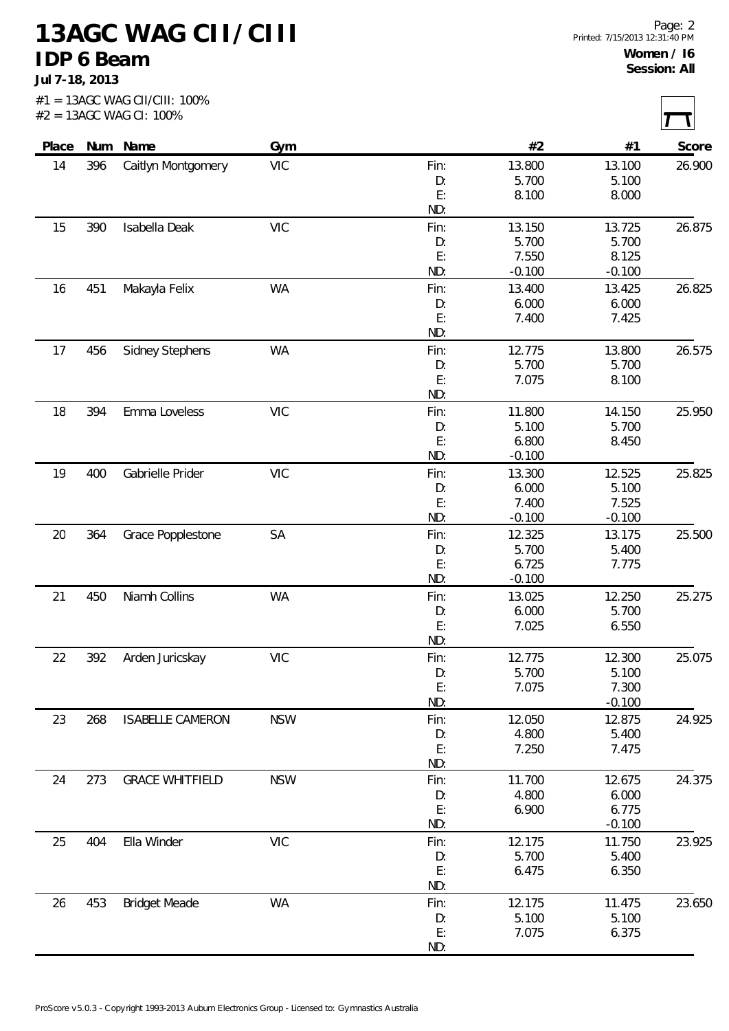# 13AGC WAG CII/CIII

## IDP 6 Beam

**Jul 7-18, 2013**

#1 = 13AGC WAG CII/CIII: 100%
#2 = 13AGC WAG CI: 100%

**Women / I6**
**Session: All**

| Place | Num | Name | Gym | | #2 | #1 | Score |
|---|---|---|---|---|---|---|---|
| 14 | 396 | Caitlyn Montgomery | VIC | Fin: | 13.800 | 13.100 | 26.900 |
| | | | | D: | 5.700 | 5.100 | |
| | | | | E: | 8.100 | 8.000 | |
| | | | | ND: | | | |
| 15 | 390 | Isabella Deak | VIC | Fin: | 13.150 | 13.725 | 26.875 |
| | | | | D: | 5.700 | 5.700 | |
| | | | | E: | 7.550 | 8.125 | |
| | | | | ND: | -0.100 | -0.100 | |
| 16 | 451 | Makayla Felix | WA | Fin: | 13.400 | 13.425 | 26.825 |
| | | | | D: | 6.000 | 6.000 | |
| | | | | E: | 7.400 | 7.425 | |
| | | | | ND: | | | |
| 17 | 456 | Sidney Stephens | WA | Fin: | 12.775 | 13.800 | 26.575 |
| | | | | D: | 5.700 | 5.700 | |
| | | | | E: | 7.075 | 8.100 | |
| | | | | ND: | | | |
| 18 | 394 | Emma Loveless | VIC | Fin: | 11.800 | 14.150 | 25.950 |
| | | | | D: | 5.100 | 5.700 | |
| | | | | E: | 6.800 | 8.450 | |
| | | | | ND: | -0.100 | | |
| 19 | 400 | Gabrielle Prider | VIC | Fin: | 13.300 | 12.525 | 25.825 |
| | | | | D: | 6.000 | 5.100 | |
| | | | | E: | 7.400 | 7.525 | |
| | | | | ND: | -0.100 | -0.100 | |
| 20 | 364 | Grace Popplestone | SA | Fin: | 12.325 | 13.175 | 25.500 |
| | | | | D: | 5.700 | 5.400 | |
| | | | | E: | 6.725 | 7.775 | |
| | | | | ND: | -0.100 | | |
| 21 | 450 | Niamh Collins | WA | Fin: | 13.025 | 12.250 | 25.275 |
| | | | | D: | 6.000 | 5.700 | |
| | | | | E: | 7.025 | 6.550 | |
| | | | | ND: | | | |
| 22 | 392 | Arden Juricskay | VIC | Fin: | 12.775 | 12.300 | 25.075 |
| | | | | D: | 5.700 | 5.100 | |
| | | | | E: | 7.075 | 7.300 | |
| | | | | ND: | | -0.100 | |
| 23 | 268 | ISABELLE CAMERON | NSW | Fin: | 12.050 | 12.875 | 24.925 |
| | | | | D: | 4.800 | 5.400 | |
| | | | | E: | 7.250 | 7.475 | |
| | | | | ND: | | | |
| 24 | 273 | GRACE WHITFIELD | NSW | Fin: | 11.700 | 12.675 | 24.375 |
| | | | | D: | 4.800 | 6.000 | |
| | | | | E: | 6.900 | 6.775 | |
| | | | | ND: | | -0.100 | |
| 25 | 404 | Ella Winder | VIC | Fin: | 12.175 | 11.750 | 23.925 |
| | | | | D: | 5.700 | 5.400 | |
| | | | | E: | 6.475 | 6.350 | |
| | | | | ND: | | | |
| 26 | 453 | Bridget Meade | WA | Fin: | 12.175 | 11.475 | 23.650 |
| | | | | D: | 5.100 | 5.100 | |
| | | | | E: | 7.075 | 6.375 | |
| | | | | ND: | | | |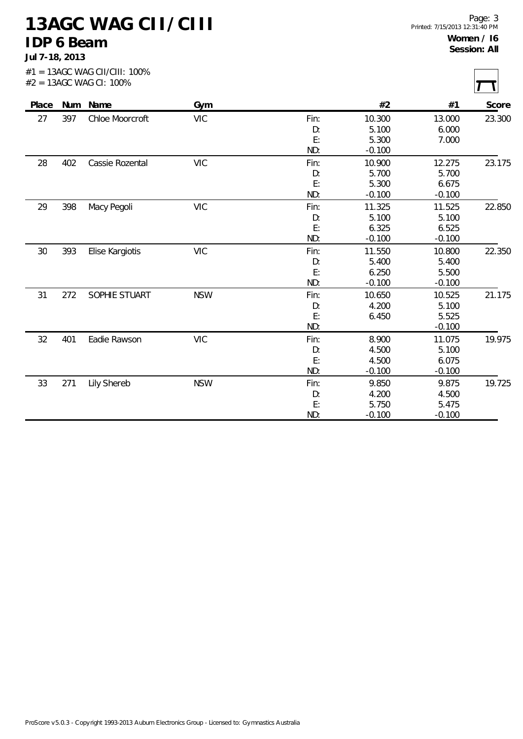# 13AGC WAG CII/CIII

## IDP 6 Beam

**Jul 7-18, 2013**

**Women / I6**
**Session: All**

#1 = 13AGC WAG CII/CIII: 100%
#2 = 13AGC WAG CI: 100%

| Place | Num | Name | Gym | | #2 | #1 | Score |
|---|---|---|---|---|---|---|---|
| 27 | 397 | Chloe Moorcroft | VIC | Fin: | 10.300 | 13.000 | 23.300 |
| | | | | D: | 5.100 | 6.000 | |
| | | | | E: | 5.300 | 7.000 | |
| | | | | ND: | -0.100 | | |
| 28 | 402 | Cassie Rozental | VIC | Fin: | 10.900 | 12.275 | 23.175 |
| | | | | D: | 5.700 | 5.700 | |
| | | | | E: | 5.300 | 6.675 | |
| | | | | ND: | -0.100 | -0.100 | |
| 29 | 398 | Macy Pegoli | VIC | Fin: | 11.325 | 11.525 | 22.850 |
| | | | | D: | 5.100 | 5.100 | |
| | | | | E: | 6.325 | 6.525 | |
| | | | | ND: | -0.100 | -0.100 | |
| 30 | 393 | Elise Kargiotis | VIC | Fin: | 11.550 | 10.800 | 22.350 |
| | | | | D: | 5.400 | 5.400 | |
| | | | | E: | 6.250 | 5.500 | |
| | | | | ND: | -0.100 | -0.100 | |
| 31 | 272 | SOPHIE STUART | NSW | Fin: | 10.650 | 10.525 | 21.175 |
| | | | | D: | 4.200 | 5.100 | |
| | | | | E: | 6.450 | 5.525 | |
| | | | | ND: | | -0.100 | |
| 32 | 401 | Eadie Rawson | VIC | Fin: | 8.900 | 11.075 | 19.975 |
| | | | | D: | 4.500 | 5.100 | |
| | | | | E: | 4.500 | 6.075 | |
| | | | | ND: | -0.100 | -0.100 | |
| 33 | 271 | Lily Shereb | NSW | Fin: | 9.850 | 9.875 | 19.725 |
| | | | | D: | 4.200 | 4.500 | |
| | | | | E: | 5.750 | 5.475 | |
| | | | | ND: | -0.100 | -0.100 | |